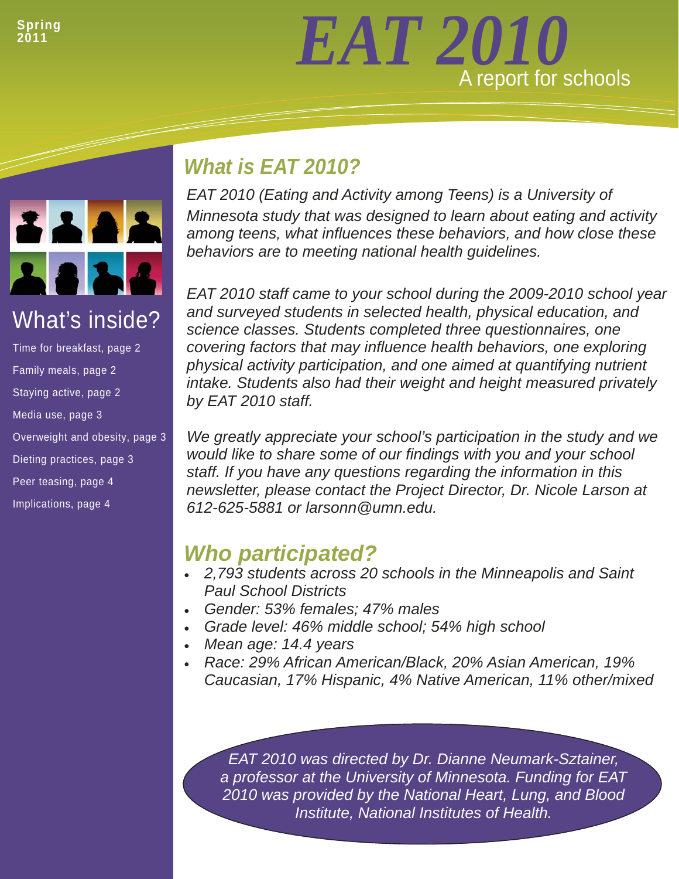Spring 2011

# EAT 2010

A report for schools

## What's inside?

- Time for breakfast, page 2
- Family meals, page 2
- Staying active, page 2
- Media use, page 3
- Overweight and obesity, page 3
- Dieting practices, page 3
- Peer teasing, page 4
- Implications, page 4

## What is EAT 2010?

*EAT 2010 (Eating and Activity among Teens) is a University of Minnesota study that was designed to learn about eating and activity among teens, what influences these behaviors, and how close these behaviors are to meeting national health guidelines.*

*EAT 2010 staff came to your school during the 2009-2010 school year and surveyed students in selected health, physical education, and science classes. Students completed three questionnaires, one covering factors that may influence health behaviors, one exploring physical activity participation, and one aimed at quantifying nutrient intake. Students also had their weight and height measured privately by EAT 2010 staff.*

*We greatly appreciate your school's participation in the study and we would like to share some of our findings with you and your school staff. If you have any questions regarding the information in this newsletter, please contact the Project Director, Dr. Nicole Larson at 612-625-5881 or larsonn@umn.edu.*

## Who participated?

- *2,793 students across 20 schools in the Minneapolis and Saint Paul School Districts*
- *Gender: 53% females; 47% males*
- *Grade level: 46% middle school; 54% high school*
- *Mean age: 14.4 years*
- *Race: 29% African American/Black, 20% Asian American, 19% Caucasian, 17% Hispanic, 4% Native American, 11% other/mixed*

*EAT 2010 was directed by Dr. Dianne Neumark-Sztainer, a professor at the University of Minnesota. Funding for EAT 2010 was provided by the National Heart, Lung, and Blood Institute, National Institutes of Health.*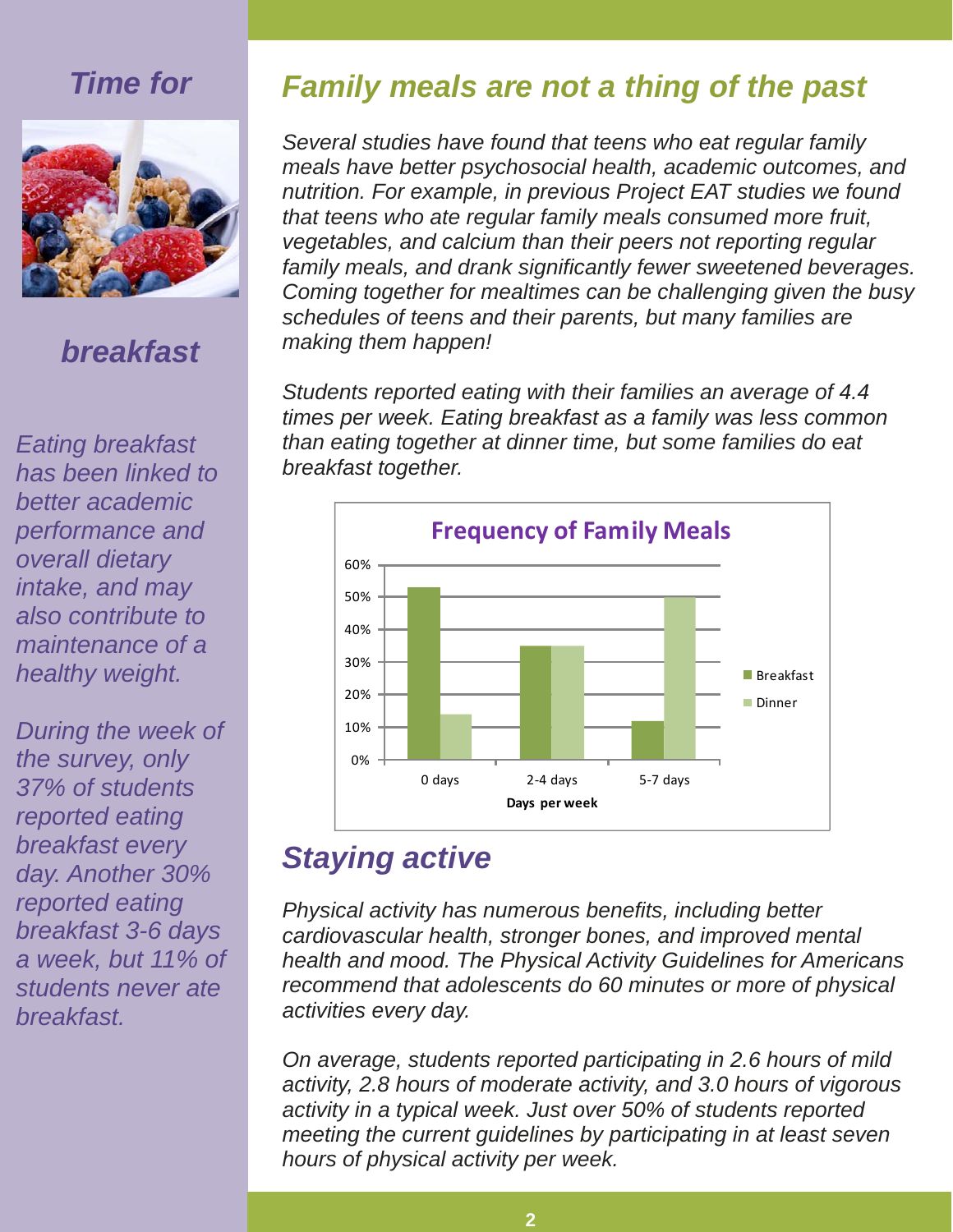## *Time for breakfast*

*Eating breakfast has been linked to better academic performance and overall dietary intake, and may also contribute to maintenance of a healthy weight.*

*During the week of the survey, only 37% of students reported eating breakfast every day. Another 30% reported eating breakfast 3-6 days a week, but 11% of students never ate breakfast.*

## *Family meals are not a thing of the past*

*Several studies have found that teens who eat regular family meals have better psychosocial health, academic outcomes, and nutrition. For example, in previous Project EAT studies we found that teens who ate regular family meals consumed more fruit, vegetables, and calcium than their peers not reporting regular family meals, and drank significantly fewer sweetened beverages. Coming together for mealtimes can be challenging given the busy schedules of teens and their parents, but many families are making them happen!*

*Students reported eating with their families an average of 4.4 times per week. Eating breakfast as a family was less common than eating together at dinner time, but some families do eat breakfast together.*

**Frequency of Family Meals**

| Days per week | Breakfast | Dinner |
|---|---|---|
| 0 days | 53% | 14% |
| 2-4 days | 35% | 35% |
| 5-7 days | 12% | 50% |

## *Staying active*

*Physical activity has numerous benefits, including better cardiovascular health, stronger bones, and improved mental health and mood. The Physical Activity Guidelines for Americans recommend that adolescents do 60 minutes or more of physical activities every day.*

*On average, students reported participating in 2.6 hours of mild activity, 2.8 hours of moderate activity, and 3.0 hours of vigorous activity in a typical week. Just over 50% of students reported meeting the current guidelines by participating in at least seven hours of physical activity per week.*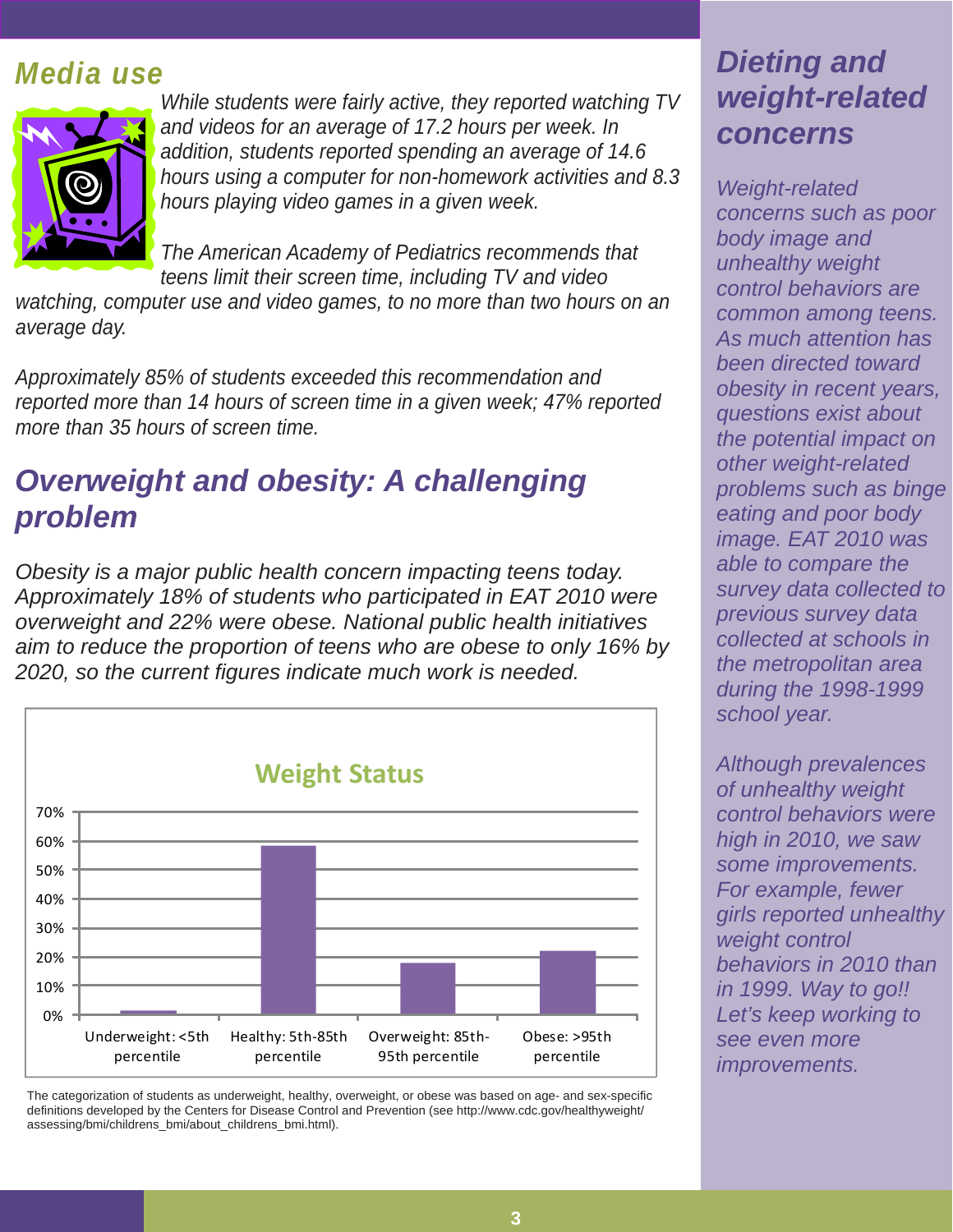## Media use

*While students were fairly active, they reported watching TV and videos for an average of 17.2 hours per week. In addition, students reported spending an average of 14.6 hours using a computer for non-homework activities and 8.3 hours playing video games in a given week.*

*The American Academy of Pediatrics recommends that teens limit their screen time, including TV and video watching, computer use and video games, to no more than two hours on an average day.*

*Approximately 85% of students exceeded this recommendation and reported more than 14 hours of screen time in a given week; 47% reported more than 35 hours of screen time.*

## Overweight and obesity: A challenging problem

*Obesity is a major public health concern impacting teens today. Approximately 18% of students who participated in EAT 2010 were overweight and 22% were obese. National public health initiatives aim to reduce the proportion of teens who are obese to only 16% by 2020, so the current figures indicate much work is needed.*

**Weight Status**

| Weight Status | Percent |
| --- | --- |
| Underweight: <5th percentile | ~1% |
| Healthy: 5th-85th percentile | ~58% |
| Overweight: 85th-95th percentile | ~18% |
| Obese: >95th percentile | ~22% |

The categorization of students as underweight, healthy, overweight, or obese was based on age- and sex-specific definitions developed by the Centers for Disease Control and Prevention (see http://www.cdc.gov/healthyweight/assessing/bmi/childrens_bmi/about_childrens_bmi.html).

## Dieting and weight-related concerns

*Weight-related concerns such as poor body image and unhealthy weight control behaviors are common among teens. As much attention has been directed toward obesity in recent years, questions exist about the potential impact on other weight-related problems such as binge eating and poor body image. EAT 2010 was able to compare the survey data collected to previous survey data collected at schools in the metropolitan area during the 1998-1999 school year.*

*Although prevalences of unhealthy weight control behaviors were high in 2010, we saw some improvements. For example, fewer girls reported unhealthy weight control behaviors in 2010 than in 1999. Way to go!! Let's keep working to see even more improvements.*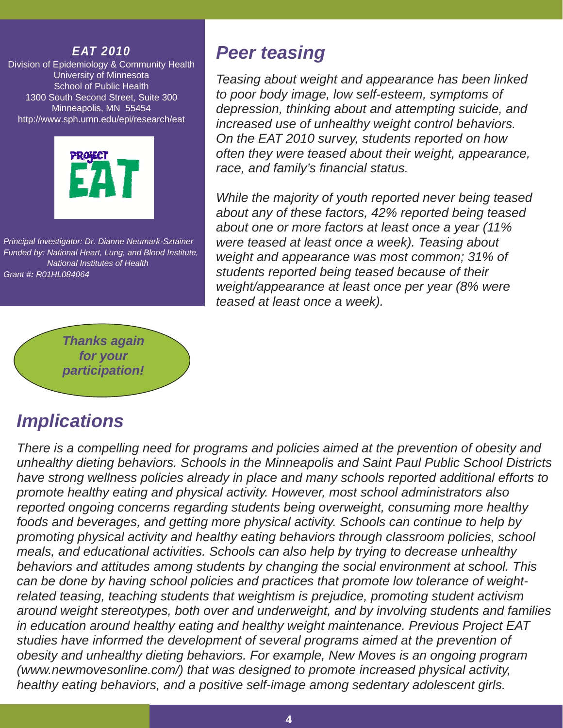**EAT 2010**

Division of Epidemiology & Community Health
University of Minnesota
School of Public Health
1300 South Second Street, Suite 300
Minneapolis, MN 55454
http://www.sph.umn.edu/epi/research/eat

PROJECT EAT

*Principal Investigator: Dr. Dianne Neumark-Sztainer*
*Funded by: National Heart, Lung, and Blood Institute, National Institutes of Health*
*Grant #: R01HL084064*

## *Peer teasing*

*Teasing about weight and appearance has been linked to poor body image, low self-esteem, symptoms of depression, thinking about and attempting suicide, and increased use of unhealthy weight control behaviors. On the EAT 2010 survey, students reported on how often they were teased about their weight, appearance, race, and family's financial status.*

*While the majority of youth reported never being teased about any of these factors, 42% reported being teased about one or more factors at least once a year (11% were teased at least once a week). Teasing about weight and appearance was most common; 31% of students reported being teased because of their weight/appearance at least once per year (8% were teased at least once a week).*

***Thanks again for your participation!***

## *Implications*

*There is a compelling need for programs and policies aimed at the prevention of obesity and unhealthy dieting behaviors. Schools in the Minneapolis and Saint Paul Public School Districts have strong wellness policies already in place and many schools reported additional efforts to promote healthy eating and physical activity. However, most school administrators also reported ongoing concerns regarding students being overweight, consuming more healthy foods and beverages, and getting more physical activity. Schools can continue to help by promoting physical activity and healthy eating behaviors through classroom policies, school meals, and educational activities. Schools can also help by trying to decrease unhealthy behaviors and attitudes among students by changing the social environment at school. This can be done by having school policies and practices that promote low tolerance of weight-related teasing, teaching students that weightism is prejudice, promoting student activism around weight stereotypes, both over and underweight, and by involving students and families in education around healthy eating and healthy weight maintenance. Previous Project EAT studies have informed the development of several programs aimed at the prevention of obesity and unhealthy dieting behaviors. For example, New Moves is an ongoing program (www.newmovesonline.com/) that was designed to promote increased physical activity, healthy eating behaviors, and a positive self-image among sedentary adolescent girls.*